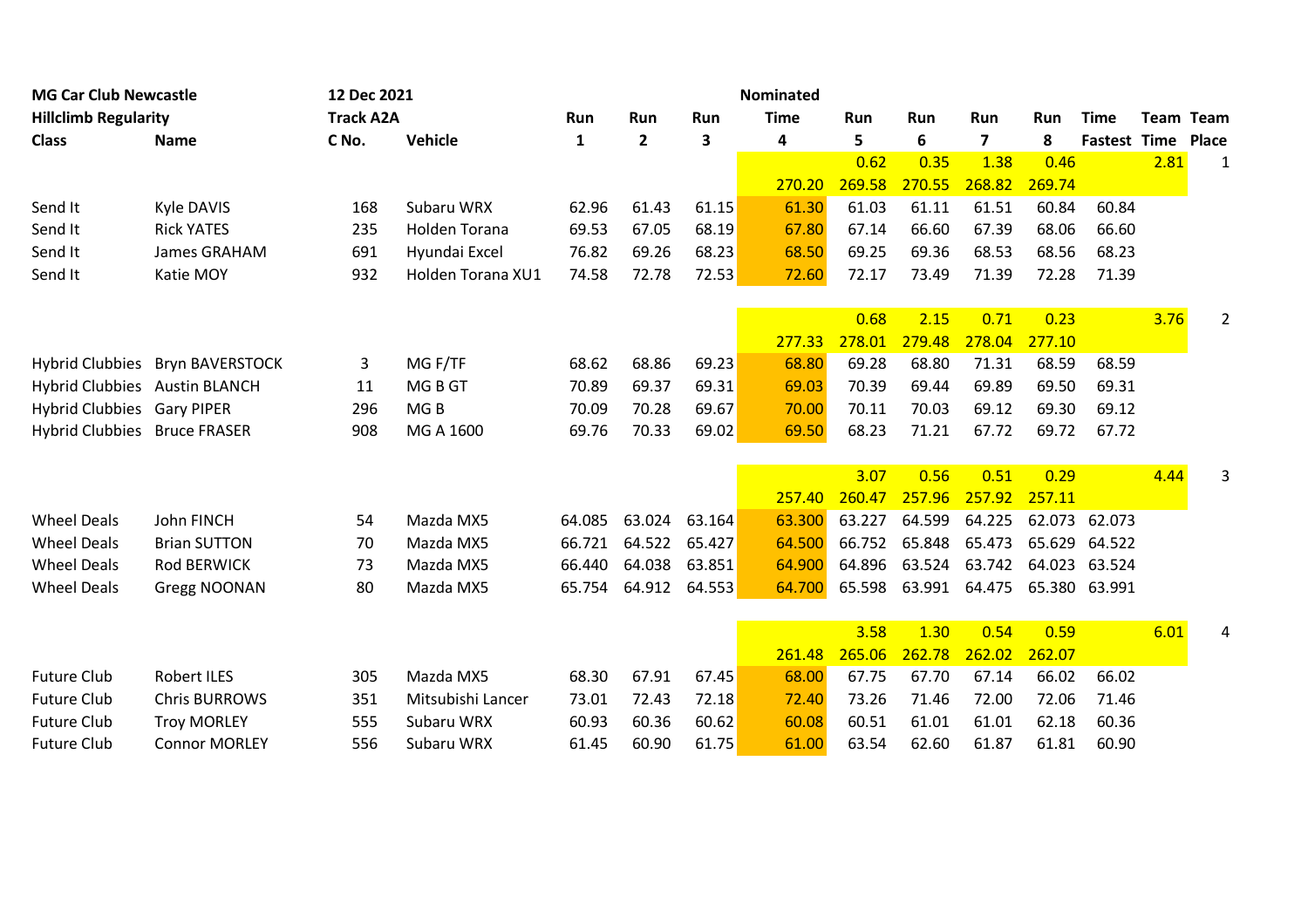| MG Car Club Newcastle | | 12 Dec 2021 | | | | | Nominated | | | | | | | |
|---|---|---|---|---|---|---|---|---|---|---|---|---|---|---|
| Hillclimb Regularity | | Track A2A | | Run | Run | Run | Time | Run | Run | Run | Run | Time | Team | Team |
| Class | Name | C No. | Vehicle | 1 | 2 | 3 | 4 | 5 | 6 | 7 | 8 | Fastest | Time | Place |
| | | | | | | | | 0.62 | 0.35 | 1.38 | 0.46 | | 2.81 | 1 |
| | | | | | | | 270.20 | 269.58 | 270.55 | 268.82 | 269.74 | | | |
| Send It | Kyle DAVIS | 168 | Subaru WRX | 62.96 | 61.43 | 61.15 | 61.30 | 61.03 | 61.11 | 61.51 | 60.84 | 60.84 | | |
| Send It | Rick YATES | 235 | Holden Torana | 69.53 | 67.05 | 68.19 | 67.80 | 67.14 | 66.60 | 67.39 | 68.06 | 66.60 | | |
| Send It | James GRAHAM | 691 | Hyundai Excel | 76.82 | 69.26 | 68.23 | 68.50 | 69.25 | 69.36 | 68.53 | 68.56 | 68.23 | | |
| Send It | Katie MOY | 932 | Holden Torana XU1 | 74.58 | 72.78 | 72.53 | 72.60 | 72.17 | 73.49 | 71.39 | 72.28 | 71.39 | | |
| | | | | | | | | 0.68 | 2.15 | 0.71 | 0.23 | | 3.76 | 2 |
| | | | | | | | 277.33 | 278.01 | 279.48 | 278.04 | 277.10 | | | |
| Hybrid Clubbies | Bryn BAVERSTOCK | 3 | MG F/TF | 68.62 | 68.86 | 69.23 | 68.80 | 69.28 | 68.80 | 71.31 | 68.59 | 68.59 | | |
| Hybrid Clubbies | Austin BLANCH | 11 | MG B GT | 70.89 | 69.37 | 69.31 | 69.03 | 70.39 | 69.44 | 69.89 | 69.50 | 69.31 | | |
| Hybrid Clubbies | Gary PIPER | 296 | MG B | 70.09 | 70.28 | 69.67 | 70.00 | 70.11 | 70.03 | 69.12 | 69.30 | 69.12 | | |
| Hybrid Clubbies | Bruce FRASER | 908 | MG A 1600 | 69.76 | 70.33 | 69.02 | 69.50 | 68.23 | 71.21 | 67.72 | 69.72 | 67.72 | | |
| | | | | | | | | 3.07 | 0.56 | 0.51 | 0.29 | | 4.44 | 3 |
| | | | | | | | 257.40 | 260.47 | 257.96 | 257.92 | 257.11 | | | |
| Wheel Deals | John FINCH | 54 | Mazda MX5 | 64.085 | 63.024 | 63.164 | 63.300 | 63.227 | 64.599 | 64.225 | 62.073 | 62.073 | | |
| Wheel Deals | Brian SUTTON | 70 | Mazda MX5 | 66.721 | 64.522 | 65.427 | 64.500 | 66.752 | 65.848 | 65.473 | 65.629 | 64.522 | | |
| Wheel Deals | Rod BERWICK | 73 | Mazda MX5 | 66.440 | 64.038 | 63.851 | 64.900 | 64.896 | 63.524 | 63.742 | 64.023 | 63.524 | | |
| Wheel Deals | Gregg NOONAN | 80 | Mazda MX5 | 65.754 | 64.912 | 64.553 | 64.700 | 65.598 | 63.991 | 64.475 | 65.380 | 63.991 | | |
| | | | | | | | | 3.58 | 1.30 | 0.54 | 0.59 | | 6.01 | 4 |
| | | | | | | | 261.48 | 265.06 | 262.78 | 262.02 | 262.07 | | | |
| Future Club | Robert ILES | 305 | Mazda MX5 | 68.30 | 67.91 | 67.45 | 68.00 | 67.75 | 67.70 | 67.14 | 66.02 | 66.02 | | |
| Future Club | Chris BURROWS | 351 | Mitsubishi Lancer | 73.01 | 72.43 | 72.18 | 72.40 | 73.26 | 71.46 | 72.00 | 72.06 | 71.46 | | |
| Future Club | Troy MORLEY | 555 | Subaru WRX | 60.93 | 60.36 | 60.62 | 60.08 | 60.51 | 61.01 | 61.01 | 62.18 | 60.36 | | |
| Future Club | Connor MORLEY | 556 | Subaru WRX | 61.45 | 60.90 | 61.75 | 61.00 | 63.54 | 62.60 | 61.87 | 61.81 | 60.90 | | |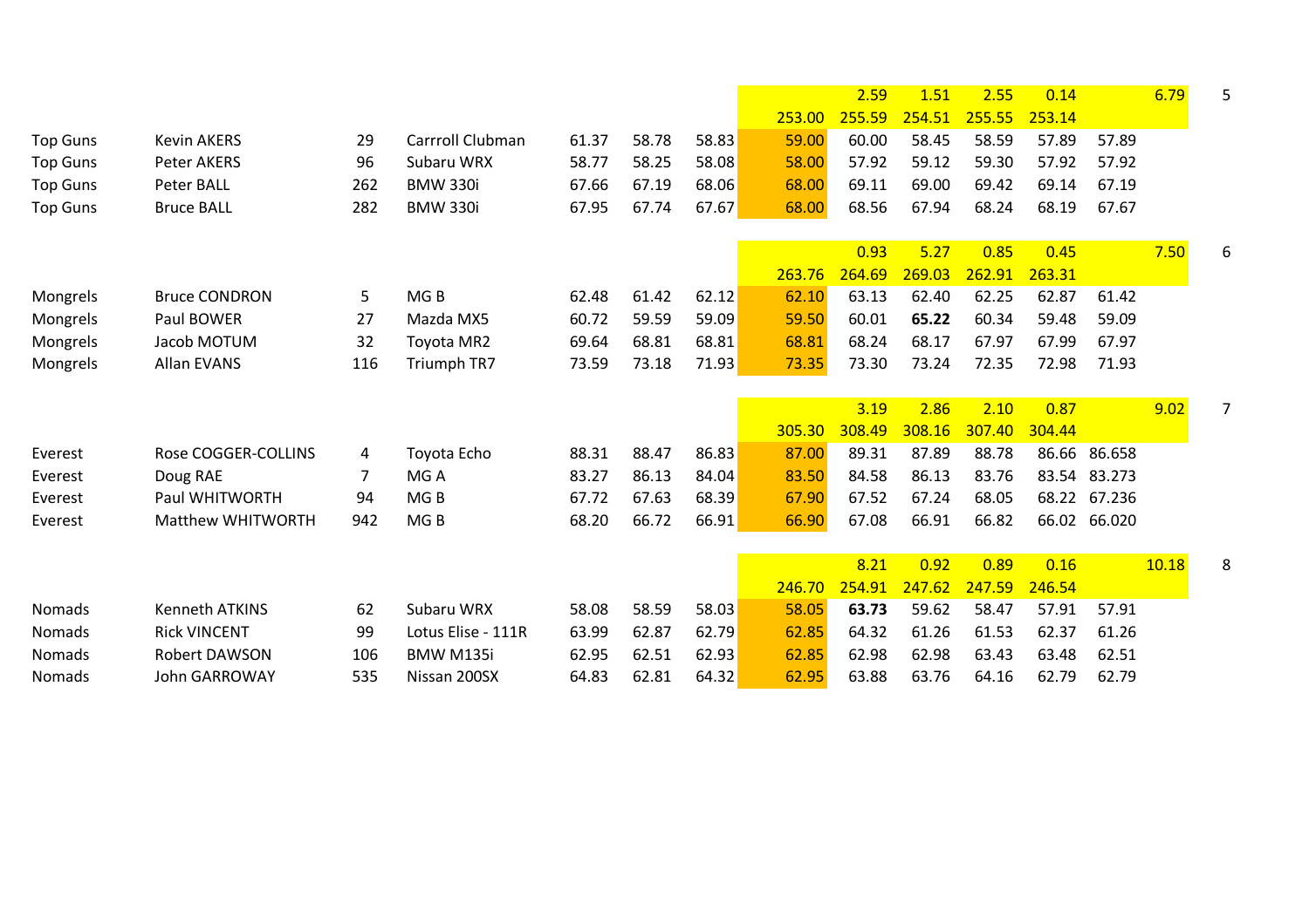| | | | | | | | | | | | | | | |
|---|---|---|---|---|---|---|---|---|---|---|---|---|---|---|
| | | | | | | | | 2.59 | 1.51 | 2.55 | 0.14 | | 6.79 | 5 |
| | | | | | | | 253.00 | 255.59 | 254.51 | 255.55 | 253.14 | | | |
| Top Guns | Kevin AKERS | 29 | Carrroll Clubman | 61.37 | 58.78 | 58.83 | 59.00 | 60.00 | 58.45 | 58.59 | 57.89 | 57.89 | | |
| Top Guns | Peter AKERS | 96 | Subaru WRX | 58.77 | 58.25 | 58.08 | 58.00 | 57.92 | 59.12 | 59.30 | 57.92 | 57.92 | | |
| Top Guns | Peter BALL | 262 | BMW 330i | 67.66 | 67.19 | 68.06 | 68.00 | 69.11 | 69.00 | 69.42 | 69.14 | 67.19 | | |
| Top Guns | Bruce BALL | 282 | BMW 330i | 67.95 | 67.74 | 67.67 | 68.00 | 68.56 | 67.94 | 68.24 | 68.19 | 67.67 | | |
| | | | | | | | | 0.93 | 5.27 | 0.85 | 0.45 | | 7.50 | 6 |
| | | | | | | | 263.76 | 264.69 | 269.03 | 262.91 | 263.31 | | | |
| Mongrels | Bruce CONDRON | 5 | MG B | 62.48 | 61.42 | 62.12 | 62.10 | 63.13 | 62.40 | 62.25 | 62.87 | 61.42 | | |
| Mongrels | Paul BOWER | 27 | Mazda MX5 | 60.72 | 59.59 | 59.09 | 59.50 | 60.01 | **65.22** | 60.34 | 59.48 | 59.09 | | |
| Mongrels | Jacob MOTUM | 32 | Toyota MR2 | 69.64 | 68.81 | 68.81 | 68.81 | 68.24 | 68.17 | 67.97 | 67.99 | 67.97 | | |
| Mongrels | Allan EVANS | 116 | Triumph TR7 | 73.59 | 73.18 | 71.93 | 73.35 | 73.30 | 73.24 | 72.35 | 72.98 | 71.93 | | |
| | | | | | | | | 3.19 | 2.86 | 2.10 | 0.87 | | 9.02 | 7 |
| | | | | | | | 305.30 | 308.49 | 308.16 | 307.40 | 304.44 | | | |
| Everest | Rose COGGER-COLLINS | 4 | Toyota Echo | 88.31 | 88.47 | 86.83 | 87.00 | 89.31 | 87.89 | 88.78 | 86.66 | 86.658 | | |
| Everest | Doug RAE | 7 | MG A | 83.27 | 86.13 | 84.04 | 83.50 | 84.58 | 86.13 | 83.76 | 83.54 | 83.273 | | |
| Everest | Paul WHITWORTH | 94 | MG B | 67.72 | 67.63 | 68.39 | 67.90 | 67.52 | 67.24 | 68.05 | 68.22 | 67.236 | | |
| Everest | Matthew WHITWORTH | 942 | MG B | 68.20 | 66.72 | 66.91 | 66.90 | 67.08 | 66.91 | 66.82 | 66.02 | 66.020 | | |
| | | | | | | | | 8.21 | 0.92 | 0.89 | 0.16 | | 10.18 | 8 |
| | | | | | | | 246.70 | 254.91 | 247.62 | 247.59 | 246.54 | | | |
| Nomads | Kenneth ATKINS | 62 | Subaru WRX | 58.08 | 58.59 | 58.03 | 58.05 | **63.73** | 59.62 | 58.47 | 57.91 | 57.91 | | |
| Nomads | Rick VINCENT | 99 | Lotus Elise - 111R | 63.99 | 62.87 | 62.79 | 62.85 | 64.32 | 61.26 | 61.53 | 62.37 | 61.26 | | |
| Nomads | Robert DAWSON | 106 | BMW M135i | 62.95 | 62.51 | 62.93 | 62.85 | 62.98 | 62.98 | 63.43 | 63.48 | 62.51 | | |
| Nomads | John GARROWAY | 535 | Nissan 200SX | 64.83 | 62.81 | 64.32 | 62.95 | 63.88 | 63.76 | 64.16 | 62.79 | 62.79 | | |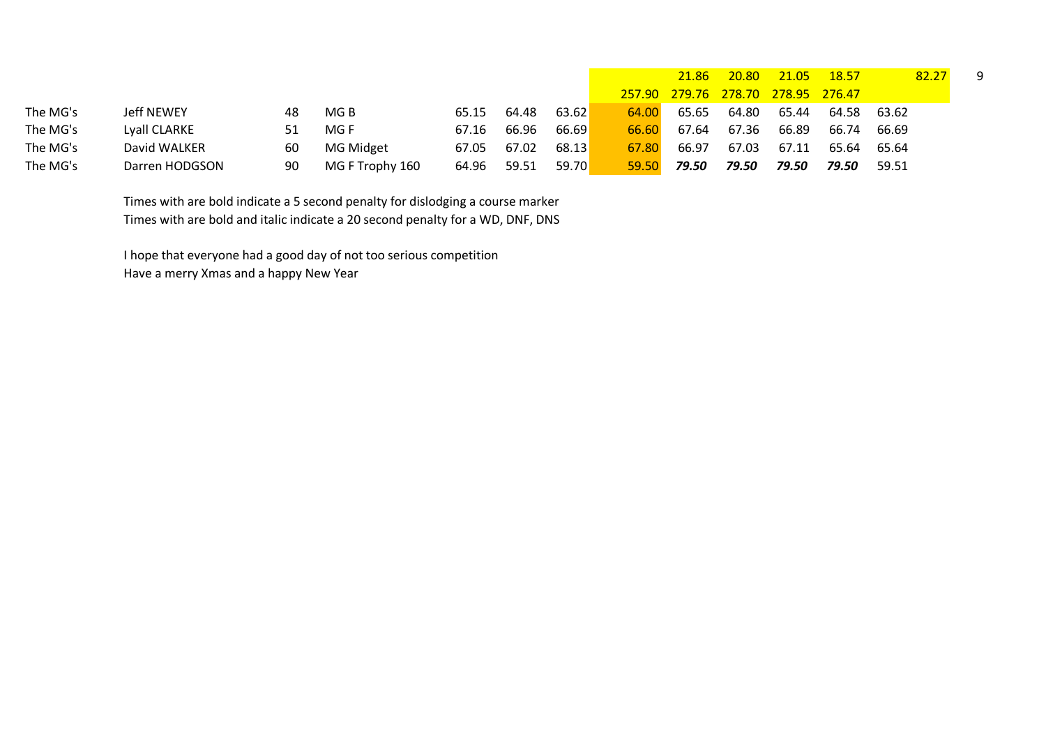| | | | | | | | | | | | | | | | |
|---|---|---|---|---|---|---|---|---|---|---|---|---|---|---|---|
| | | | | | | | | 21.86 | 20.80 | 21.05 | 18.57 | | 82.27 | 9 |
| | | | | | | | 257.90 | 279.76 | 278.70 | 278.95 | 276.47 | | | |
| The MG's | Jeff NEWEY | 48 | MG B | 65.15 | 64.48 | 63.62 | 64.00 | 65.65 | 64.80 | 65.44 | 64.58 | 63.62 | | |
| The MG's | Lyall CLARKE | 51 | MG F | 67.16 | 66.96 | 66.69 | 66.60 | 67.64 | 67.36 | 66.89 | 66.74 | 66.69 | | |
| The MG's | David WALKER | 60 | MG Midget | 67.05 | 67.02 | 68.13 | 67.80 | 66.97 | 67.03 | 67.11 | 65.64 | 65.64 | | |
| The MG's | Darren HODGSON | 90 | MG F Trophy 160 | 64.96 | 59.51 | 59.70 | 59.50 | ***79.50*** | ***79.50*** | ***79.50*** | ***79.50*** | 59.51 | | |

Times with are bold indicate a 5 second penalty for dislodging a course marker
Times with are bold and italic indicate a 20 second penalty for a WD, DNF, DNS

I hope that everyone had a good day of not too serious competition
Have a merry Xmas and a happy New Year